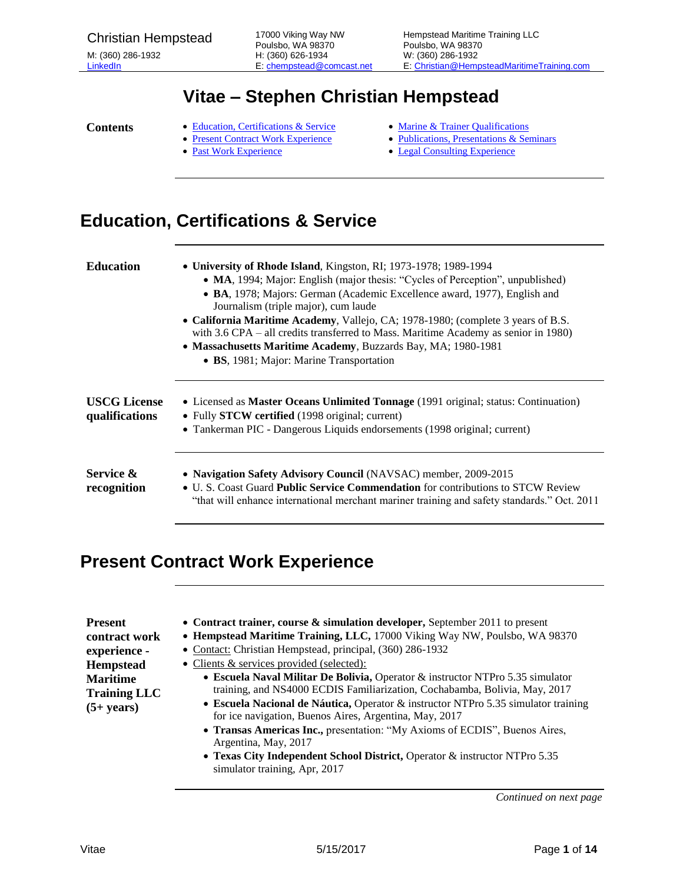Christian Hempstead
M: (360) 286-1932
LinkedIn

17000 Viking Way NW
Poulsbo, WA 98370
H: (360) 626-1934
E: chempstead@comcast.net

Hempstead Maritime Training LLC
Poulsbo, WA 98370
W: (360) 286-1932
E: Christian@HempsteadMaritimeTraining.com

# Vitae – Stephen Christian Hempstead

**Contents**

- Education, Certifications & Service
- Present Contract Work Experience
- Past Work Experience
- Marine & Trainer Qualifications
- Publications, Presentations & Seminars
- Legal Consulting Experience

## Education, Certifications & Service

**Education**

- **University of Rhode Island**, Kingston, RI; 1973-1978; 1989-1994
  - **MA**, 1994; Major: English (major thesis: "Cycles of Perception", unpublished)
  - **BA**, 1978; Majors: German (Academic Excellence award, 1977), English and Journalism (triple major), cum laude
- **California Maritime Academy**, Vallejo, CA; 1978-1980; (complete 3 years of B.S. with 3.6 CPA – all credits transferred to Mass. Maritime Academy as senior in 1980)
- **Massachusetts Maritime Academy**, Buzzards Bay, MA; 1980-1981
  - **BS**, 1981; Major: Marine Transportation

**USCG License qualifications**

- Licensed as **Master Oceans Unlimited Tonnage** (1991 original; status: Continuation)
- Fully **STCW certified** (1998 original; current)
- Tankerman PIC - Dangerous Liquids endorsements (1998 original; current)

**Service & recognition**

- **Navigation Safety Advisory Council** (NAVSAC) member, 2009-2015
- U. S. Coast Guard **Public Service Commendation** for contributions to STCW Review "that will enhance international merchant mariner training and safety standards." Oct. 2011

## Present Contract Work Experience

**Present contract work experience - Hempstead Maritime Training LLC (5+ years)**

- **Contract trainer, course & simulation developer,** September 2011 to present
- **Hempstead Maritime Training, LLC,** 17000 Viking Way NW, Poulsbo, WA 98370
- Contact: Christian Hempstead, principal, (360) 286-1932
- Clients & services provided (selected):
  - **Escuela Naval Militar De Bolivia,** Operator & instructor NTPro 5.35 simulator training, and NS4000 ECDIS Familiarization, Cochabamba, Bolivia, May, 2017
  - **Escuela Nacional de Náutica,** Operator & instructor NTPro 5.35 simulator training for ice navigation, Buenos Aires, Argentina, May, 2017
  - **Transas Americas Inc.,** presentation: "My Axioms of ECDIS", Buenos Aires, Argentina, May, 2017
  - **Texas City Independent School District,** Operator & instructor NTPro 5.35 simulator training, Apr, 2017

*Continued on next page*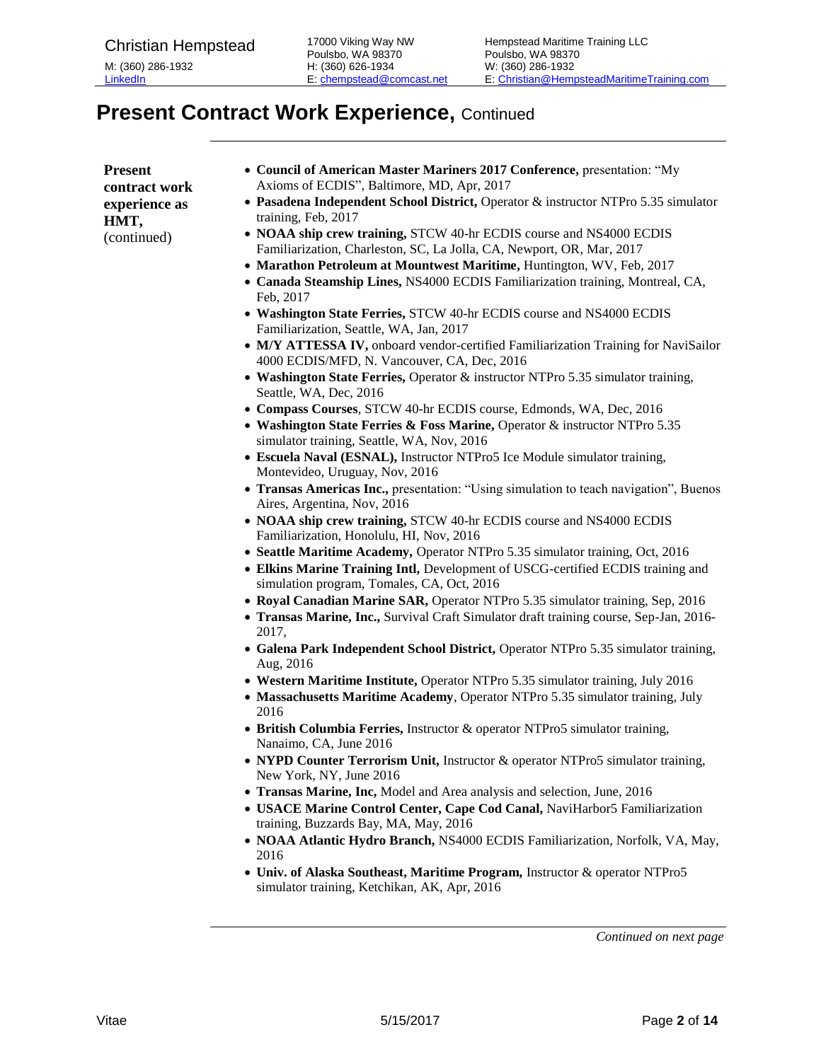# Present Contract Work Experience, Continued

**Present contract work experience as HMT,** (continued)

- **Council of American Master Mariners 2017 Conference,** presentation: "My Axioms of ECDIS", Baltimore, MD, Apr, 2017
- **Pasadena Independent School District,** Operator & instructor NTPro 5.35 simulator training, Feb, 2017
- **NOAA ship crew training,** STCW 40-hr ECDIS course and NS4000 ECDIS Familiarization, Charleston, SC, La Jolla, CA, Newport, OR, Mar, 2017
- **Marathon Petroleum at Mountwest Maritime,** Huntington, WV, Feb, 2017
- **Canada Steamship Lines,** NS4000 ECDIS Familiarization training, Montreal, CA, Feb, 2017
- **Washington State Ferries,** STCW 40-hr ECDIS course and NS4000 ECDIS Familiarization, Seattle, WA, Jan, 2017
- **M/Y ATTESSA IV,** onboard vendor-certified Familiarization Training for NaviSailor 4000 ECDIS/MFD, N. Vancouver, CA, Dec, 2016
- **Washington State Ferries,** Operator & instructor NTPro 5.35 simulator training, Seattle, WA, Dec, 2016
- **Compass Courses**, STCW 40-hr ECDIS course, Edmonds, WA, Dec, 2016
- **Washington State Ferries & Foss Marine,** Operator & instructor NTPro 5.35 simulator training, Seattle, WA, Nov, 2016
- **Escuela Naval (ESNAL),** Instructor NTPro5 Ice Module simulator training, Montevideo, Uruguay, Nov, 2016
- **Transas Americas Inc.,** presentation: "Using simulation to teach navigation", Buenos Aires, Argentina, Nov, 2016
- **NOAA ship crew training,** STCW 40-hr ECDIS course and NS4000 ECDIS Familiarization, Honolulu, HI, Nov, 2016
- **Seattle Maritime Academy,** Operator NTPro 5.35 simulator training, Oct, 2016
- **Elkins Marine Training Intl,** Development of USCG-certified ECDIS training and simulation program, Tomales, CA, Oct, 2016
- **Royal Canadian Marine SAR,** Operator NTPro 5.35 simulator training, Sep, 2016
- **Transas Marine, Inc.,** Survival Craft Simulator draft training course, Sep-Jan, 2016-2017,
- **Galena Park Independent School District,** Operator NTPro 5.35 simulator training, Aug, 2016
- **Western Maritime Institute,** Operator NTPro 5.35 simulator training, July 2016
- **Massachusetts Maritime Academy**, Operator NTPro 5.35 simulator training, July 2016
- **British Columbia Ferries,** Instructor & operator NTPro5 simulator training, Nanaimo, CA, June 2016
- **NYPD Counter Terrorism Unit,** Instructor & operator NTPro5 simulator training, New York, NY, June 2016
- **Transas Marine, Inc,** Model and Area analysis and selection, June, 2016
- **USACE Marine Control Center, Cape Cod Canal,** NaviHarbor5 Familiarization training, Buzzards Bay, MA, May, 2016
- **NOAA Atlantic Hydro Branch,** NS4000 ECDIS Familiarization, Norfolk, VA, May, 2016
- **Univ. of Alaska Southeast, Maritime Program,** Instructor & operator NTPro5 simulator training, Ketchikan, AK, Apr, 2016

*Continued on next page*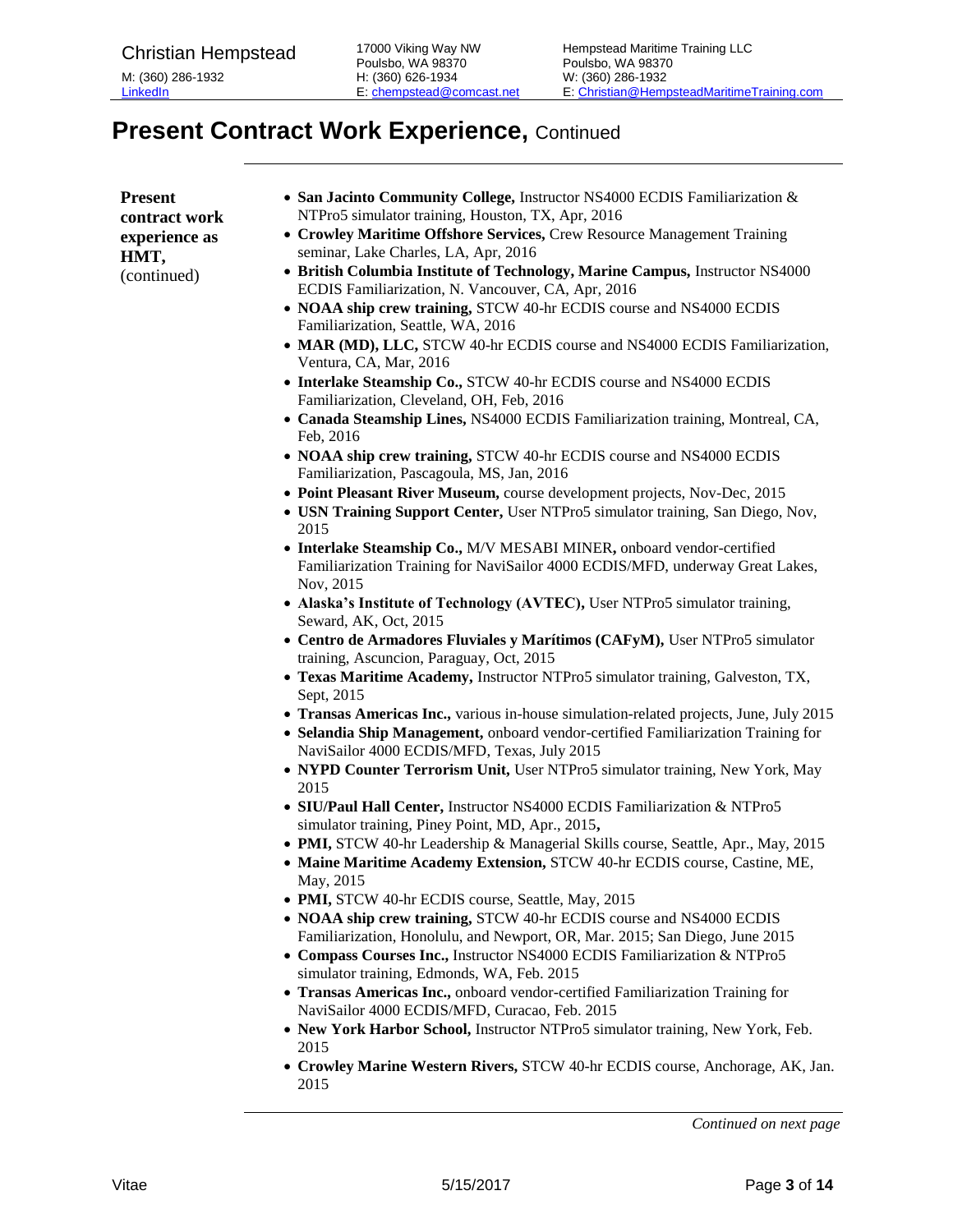# Present Contract Work Experience, Continued

**Present contract work experience as HMT,** (continued)

- **San Jacinto Community College,** Instructor NS4000 ECDIS Familiarization & NTPro5 simulator training, Houston, TX, Apr, 2016
- **Crowley Maritime Offshore Services,** Crew Resource Management Training seminar, Lake Charles, LA, Apr, 2016
- **British Columbia Institute of Technology, Marine Campus,** Instructor NS4000 ECDIS Familiarization, N. Vancouver, CA, Apr, 2016
- **NOAA ship crew training,** STCW 40-hr ECDIS course and NS4000 ECDIS Familiarization, Seattle, WA, 2016
- **MAR (MD), LLC,** STCW 40-hr ECDIS course and NS4000 ECDIS Familiarization, Ventura, CA, Mar, 2016
- **Interlake Steamship Co.,** STCW 40-hr ECDIS course and NS4000 ECDIS Familiarization, Cleveland, OH, Feb, 2016
- **Canada Steamship Lines,** NS4000 ECDIS Familiarization training, Montreal, CA, Feb, 2016
- **NOAA ship crew training,** STCW 40-hr ECDIS course and NS4000 ECDIS Familiarization, Pascagoula, MS, Jan, 2016
- **Point Pleasant River Museum,** course development projects, Nov-Dec, 2015
- **USN Training Support Center,** User NTPro5 simulator training, San Diego, Nov, 2015
- **Interlake Steamship Co.,** M/V MESABI MINER**,** onboard vendor-certified Familiarization Training for NaviSailor 4000 ECDIS/MFD, underway Great Lakes, Nov, 2015
- **Alaska's Institute of Technology (AVTEC),** User NTPro5 simulator training, Seward, AK, Oct, 2015
- **Centro de Armadores Fluviales y Marítimos (CAFyM),** User NTPro5 simulator training, Asuncion, Paraguay, Oct, 2015
- **Texas Maritime Academy,** Instructor NTPro5 simulator training, Galveston, TX, Sept, 2015
- **Transas Americas Inc.,** various in-house simulation-related projects, June, July 2015
- **Selandia Ship Management,** onboard vendor-certified Familiarization Training for NaviSailor 4000 ECDIS/MFD, Texas, July 2015
- **NYPD Counter Terrorism Unit,** User NTPro5 simulator training, New York, May 2015
- **SIU/Paul Hall Center,** Instructor NS4000 ECDIS Familiarization & NTPro5 simulator training, Piney Point, MD, Apr., 2015**,**
- **PMI,** STCW 40-hr Leadership & Managerial Skills course, Seattle, Apr., May, 2015
- **Maine Maritime Academy Extension,** STCW 40-hr ECDIS course, Castine, ME, May, 2015
- **PMI,** STCW 40-hr ECDIS course, Seattle, May, 2015
- **NOAA ship crew training,** STCW 40-hr ECDIS course and NS4000 ECDIS Familiarization, Honolulu, and Newport, OR, Mar. 2015; San Diego, June 2015
- **Compass Courses Inc.,** Instructor NS4000 ECDIS Familiarization & NTPro5 simulator training, Edmonds, WA, Feb. 2015
- **Transas Americas Inc.,** onboard vendor-certified Familiarization Training for NaviSailor 4000 ECDIS/MFD, Curacao, Feb. 2015
- **New York Harbor School,** Instructor NTPro5 simulator training, New York, Feb. 2015
- **Crowley Marine Western Rivers,** STCW 40-hr ECDIS course, Anchorage, AK, Jan. 2015

*Continued on next page*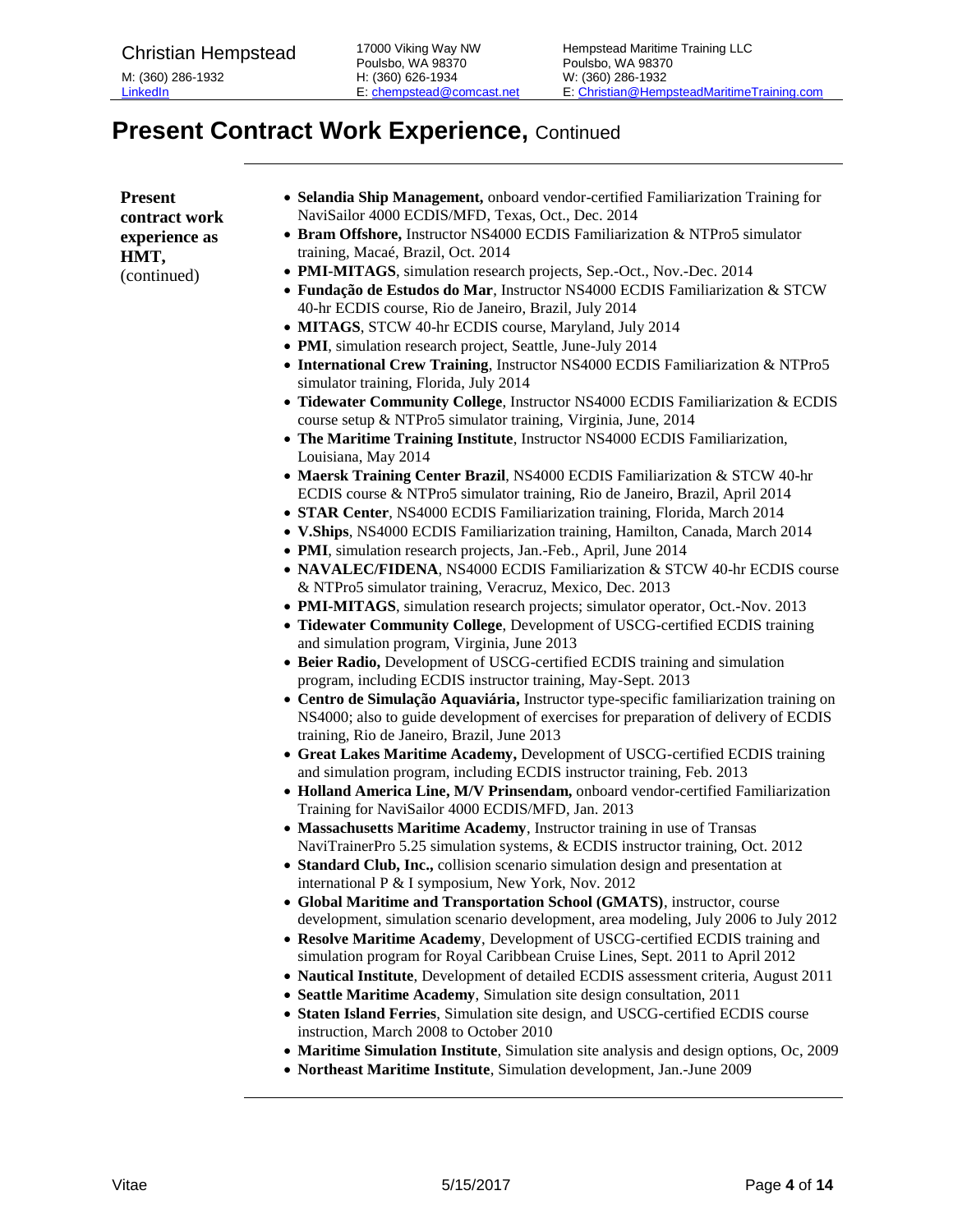# Present Contract Work Experience, Continued

**Present contract work experience as HMT,** (continued)

- **Selandia Ship Management,** onboard vendor-certified Familiarization Training for NaviSailor 4000 ECDIS/MFD, Texas, Oct., Dec. 2014
- **Bram Offshore,** Instructor NS4000 ECDIS Familiarization & NTPro5 simulator training, Macaé, Brazil, Oct. 2014
- **PMI-MITAGS**, simulation research projects, Sep.-Oct., Nov.-Dec. 2014
- **Fundação de Estudos do Mar**, Instructor NS4000 ECDIS Familiarization & STCW 40-hr ECDIS course, Rio de Janeiro, Brazil, July 2014
- **MITAGS**, STCW 40-hr ECDIS course, Maryland, July 2014
- **PMI**, simulation research project, Seattle, June-July 2014
- **International Crew Training**, Instructor NS4000 ECDIS Familiarization & NTPro5 simulator training, Florida, July 2014
- **Tidewater Community College**, Instructor NS4000 ECDIS Familiarization & ECDIS course setup & NTPro5 simulator training, Virginia, June, 2014
- **The Maritime Training Institute**, Instructor NS4000 ECDIS Familiarization, Louisiana, May 2014
- **Maersk Training Center Brazil**, NS4000 ECDIS Familiarization & STCW 40-hr ECDIS course & NTPro5 simulator training, Rio de Janeiro, Brazil, April 2014
- **STAR Center**, NS4000 ECDIS Familiarization training, Florida, March 2014
- **V.Ships**, NS4000 ECDIS Familiarization training, Hamilton, Canada, March 2014
- **PMI**, simulation research projects, Jan.-Feb., April, June 2014
- **NAVALEC/FIDENA**, NS4000 ECDIS Familiarization & STCW 40-hr ECDIS course & NTPro5 simulator training, Veracruz, Mexico, Dec. 2013
- **PMI-MITAGS**, simulation research projects; simulator operator, Oct.-Nov. 2013
- **Tidewater Community College**, Development of USCG-certified ECDIS training and simulation program, Virginia, June 2013
- **Beier Radio,** Development of USCG-certified ECDIS training and simulation program, including ECDIS instructor training, May-Sept. 2013
- **Centro de Simulação Aquaviária,** Instructor type-specific familiarization training on NS4000; also to guide development of exercises for preparation of delivery of ECDIS training, Rio de Janeiro, Brazil, June 2013
- **Great Lakes Maritime Academy,** Development of USCG-certified ECDIS training and simulation program, including ECDIS instructor training, Feb. 2013
- **Holland America Line, M/V Prinsendam,** onboard vendor-certified Familiarization Training for NaviSailor 4000 ECDIS/MFD, Jan. 2013
- **Massachusetts Maritime Academy**, Instructor training in use of Transas NaviTrainerPro 5.25 simulation systems, & ECDIS instructor training, Oct. 2012
- **Standard Club, Inc.,** collision scenario simulation design and presentation at international P & I symposium, New York, Nov. 2012
- **Global Maritime and Transportation School (GMATS)**, instructor, course development, simulation scenario development, area modeling, July 2006 to July 2012
- **Resolve Maritime Academy**, Development of USCG-certified ECDIS training and simulation program for Royal Caribbean Cruise Lines, Sept. 2011 to April 2012
- **Nautical Institute**, Development of detailed ECDIS assessment criteria, August 2011
- **Seattle Maritime Academy**, Simulation site design consultation, 2011
- **Staten Island Ferries**, Simulation site design, and USCG-certified ECDIS course instruction, March 2008 to October 2010
- **Maritime Simulation Institute**, Simulation site analysis and design options, Oc, 2009
- **Northeast Maritime Institute**, Simulation development, Jan.-June 2009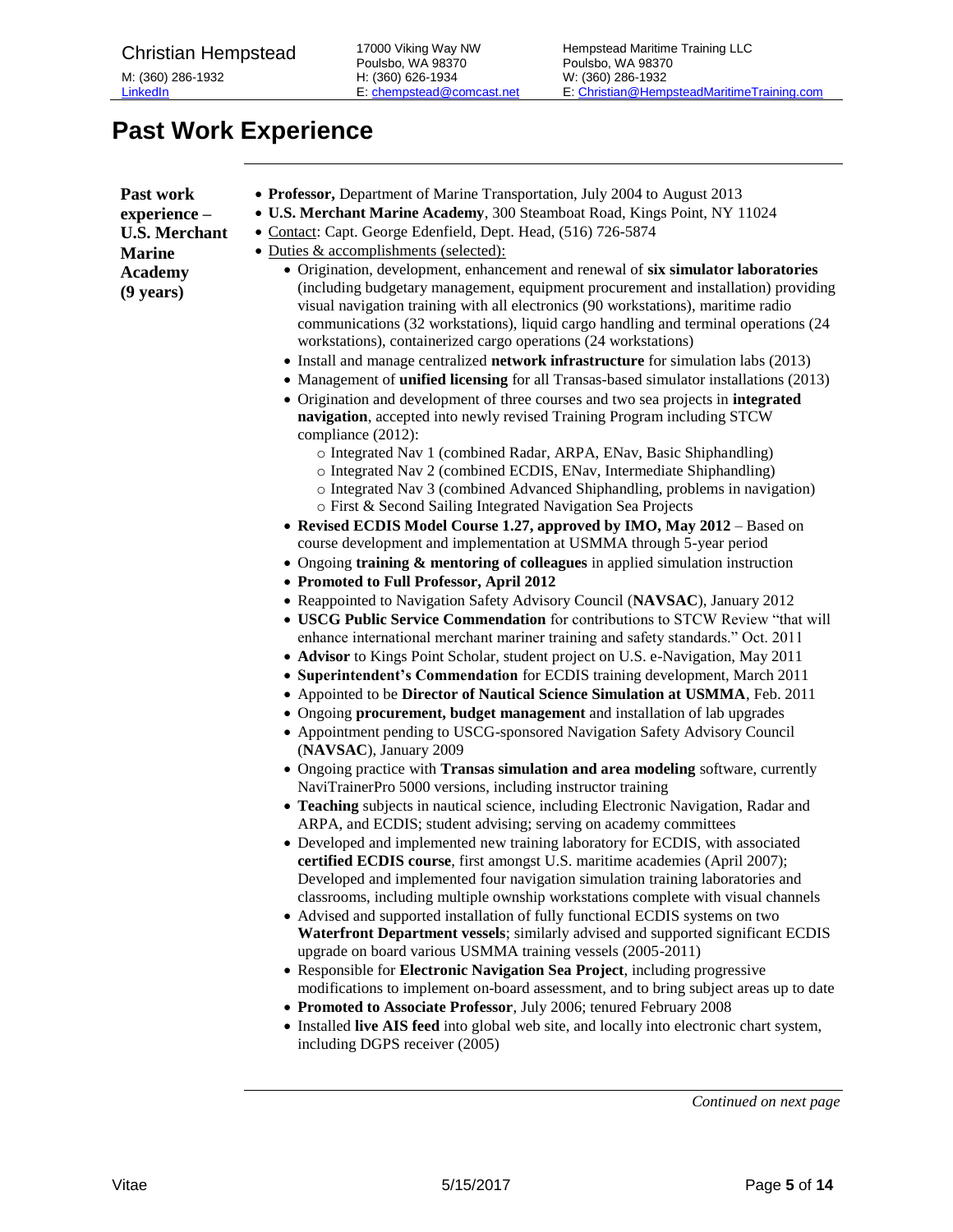# Past Work Experience

**Past work experience – U.S. Merchant Marine Academy (9 years)**

- **Professor,** Department of Marine Transportation, July 2004 to August 2013
- **U.S. Merchant Marine Academy**, 300 Steamboat Road, Kings Point, NY 11024
- Contact: Capt. George Edenfield, Dept. Head, (516) 726-5874
- Duties & accomplishments (selected):
  - Origination, development, enhancement and renewal of **six simulator laboratories** (including budgetary management, equipment procurement and installation) providing visual navigation training with all electronics (90 workstations), maritime radio communications (32 workstations), liquid cargo handling and terminal operations (24 workstations), containerized cargo operations (24 workstations)
  - Install and manage centralized **network infrastructure** for simulation labs (2013)
  - Management of **unified licensing** for all Transas-based simulator installations (2013)
  - Origination and development of three courses and two sea projects in **integrated navigation**, accepted into newly revised Training Program including STCW compliance (2012):
    - Integrated Nav 1 (combined Radar, ARPA, ENav, Basic Shiphandling)
    - Integrated Nav 2 (combined ECDIS, ENav, Intermediate Shiphandling)
    - Integrated Nav 3 (combined Advanced Shiphandling, problems in navigation)
    - First & Second Sailing Integrated Navigation Sea Projects
  - **Revised ECDIS Model Course 1.27, approved by IMO, May 2012** – Based on course development and implementation at USMMA through 5-year period
  - Ongoing **training & mentoring of colleagues** in applied simulation instruction
  - **Promoted to Full Professor, April 2012**
  - Reappointed to Navigation Safety Advisory Council (**NAVSAC**), January 2012
  - **USCG Public Service Commendation** for contributions to STCW Review "that will enhance international merchant mariner training and safety standards." Oct. 2011
  - **Advisor** to Kings Point Scholar, student project on U.S. e-Navigation, May 2011
  - **Superintendent's Commendation** for ECDIS training development, March 2011
  - Appointed to be **Director of Nautical Science Simulation at USMMA**, Feb. 2011
  - Ongoing **procurement, budget management** and installation of lab upgrades
  - Appointment pending to USCG-sponsored Navigation Safety Advisory Council (**NAVSAC**), January 2009
  - Ongoing practice with **Transas simulation and area modeling** software, currently NaviTrainerPro 5000 versions, including instructor training
  - **Teaching** subjects in nautical science, including Electronic Navigation, Radar and ARPA, and ECDIS; student advising; serving on academy committees
  - Developed and implemented new training laboratory for ECDIS, with associated **certified ECDIS course**, first amongst U.S. maritime academies (April 2007); Developed and implemented four navigation simulation training laboratories and classrooms, including multiple ownship workstations complete with visual channels
  - Advised and supported installation of fully functional ECDIS systems on two **Waterfront Department vessels**; similarly advised and supported significant ECDIS upgrade on board various USMMA training vessels (2005-2011)
  - Responsible for **Electronic Navigation Sea Project**, including progressive modifications to implement on-board assessment, and to bring subject areas up to date
  - **Promoted to Associate Professor**, July 2006; tenured February 2008
  - Installed **live AIS feed** into global web site, and locally into electronic chart system, including DGPS receiver (2005)

*Continued on next page*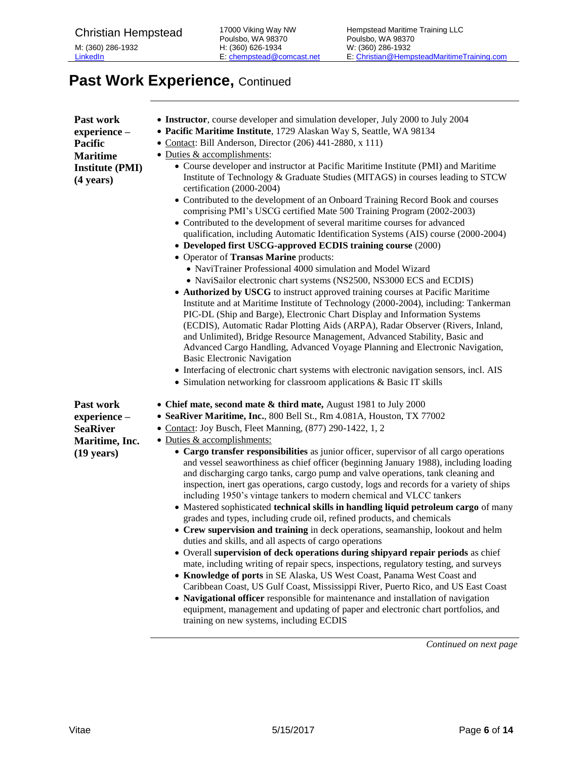# Past Work Experience, Continued

**Past work experience – Pacific Maritime Institute (PMI) (4 years)**

- **Instructor**, course developer and simulation developer, July 2000 to July 2004
- **Pacific Maritime Institute**, 1729 Alaskan Way S, Seattle, WA 98134
- Contact: Bill Anderson, Director (206) 441-2880, x 111)
- Duties & accomplishments:
  - Course developer and instructor at Pacific Maritime Institute (PMI) and Maritime Institute of Technology & Graduate Studies (MITAGS) in courses leading to STCW certification (2000-2004)
  - Contributed to the development of an Onboard Training Record Book and courses comprising PMI's USCG certified Mate 500 Training Program (2002-2003)
  - Contributed to the development of several maritime courses for advanced qualification, including Automatic Identification Systems (AIS) course (2000-2004)
  - **Developed first USCG-approved ECDIS training course** (2000)
  - Operator of **Transas Marine** products:
    - NaviTrainer Professional 4000 simulation and Model Wizard
    - NaviSailor electronic chart systems (NS2500, NS3000 ECS and ECDIS)
  - **Authorized by USCG** to instruct approved training courses at Pacific Maritime Institute and at Maritime Institute of Technology (2000-2004), including: Tankerman PIC-DL (Ship and Barge), Electronic Chart Display and Information Systems (ECDIS), Automatic Radar Plotting Aids (ARPA), Radar Observer (Rivers, Inland, and Unlimited), Bridge Resource Management, Advanced Stability, Basic and Advanced Cargo Handling, Advanced Voyage Planning and Electronic Navigation, Basic Electronic Navigation
  - Interfacing of electronic chart systems with electronic navigation sensors, incl. AIS
  - Simulation networking for classroom applications & Basic IT skills

**Past work experience – SeaRiver Maritime, Inc. (19 years)**

- **Chief mate, second mate & third mate,** August 1981 to July 2000
- **SeaRiver Maritime, Inc.**, 800 Bell St., Rm 4.081A, Houston, TX 77002
- Contact: Joy Busch, Fleet Manning, (877) 290-1422, 1, 2
- Duties & accomplishments:
  - **Cargo transfer responsibilities** as junior officer, supervisor of all cargo operations and vessel seaworthiness as chief officer (beginning January 1988), including loading and discharging cargo tanks, cargo pump and valve operations, tank cleaning and inspection, inert gas operations, cargo custody, logs and records for a variety of ships including 1950's vintage tankers to modern chemical and VLCC tankers
  - Mastered sophisticated **technical skills in handling liquid petroleum cargo** of many grades and types, including crude oil, refined products, and chemicals
  - **Crew supervision and training** in deck operations, seamanship, lookout and helm duties and skills, and all aspects of cargo operations
  - Overall **supervision of deck operations during shipyard repair periods** as chief mate, including writing of repair specs, inspections, regulatory testing, and surveys
  - **Knowledge of ports** in SE Alaska, US West Coast, Panama West Coast and Caribbean Coast, US Gulf Coast, Mississippi River, Puerto Rico, and US East Coast
  - **Navigational officer** responsible for maintenance and installation of navigation equipment, management and updating of paper and electronic chart portfolios, and training on new systems, including ECDIS

*Continued on next page*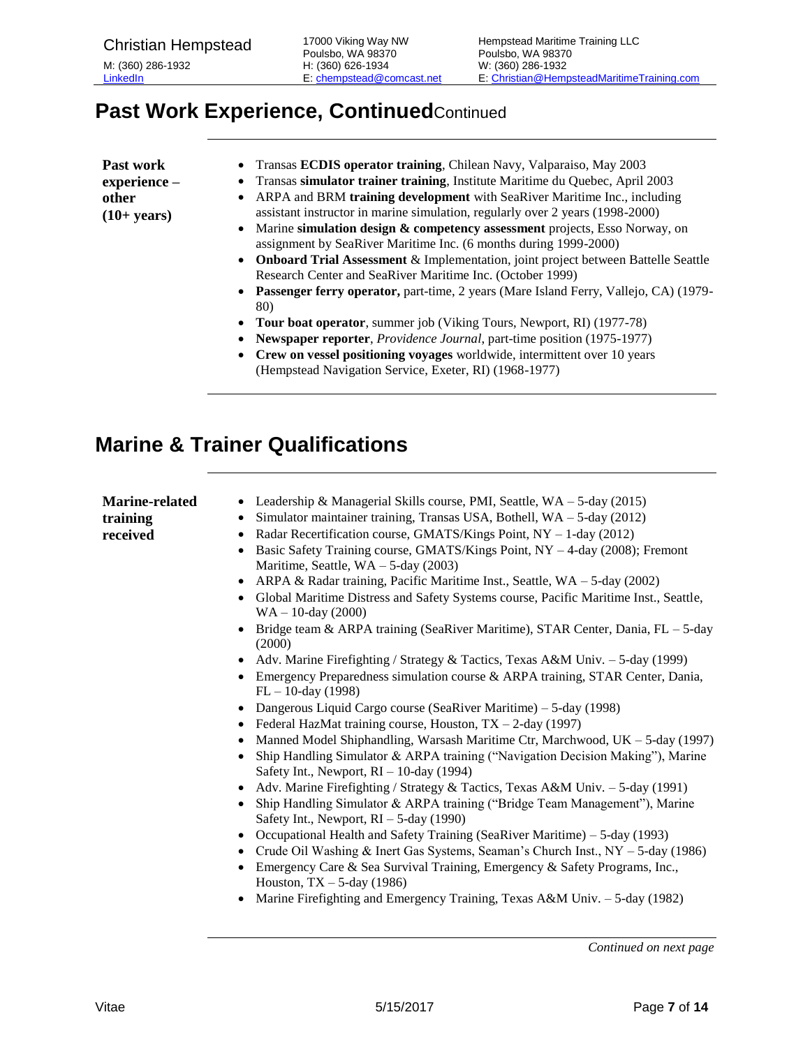## Past Work Experience, ContinuedContinued

**Past work experience – other (10+ years)**

- Transas **ECDIS operator training**, Chilean Navy, Valparaiso, May 2003
- Transas **simulator trainer training**, Institute Maritime du Quebec, April 2003
- ARPA and BRM **training development** with SeaRiver Maritime Inc., including assistant instructor in marine simulation, regularly over 2 years (1998-2000)
- Marine **simulation design & competency assessment** projects, Esso Norway, on assignment by SeaRiver Maritime Inc. (6 months during 1999-2000)
- **Onboard Trial Assessment** & Implementation, joint project between Battelle Seattle Research Center and SeaRiver Maritime Inc. (October 1999)
- **Passenger ferry operator,** part-time, 2 years (Mare Island Ferry, Vallejo, CA) (1979-80)
- **Tour boat operator**, summer job (Viking Tours, Newport, RI) (1977-78)
- **Newspaper reporter**, *Providence Journal*, part-time position (1975-1977)
- **Crew on vessel positioning voyages** worldwide, intermittent over 10 years (Hempstead Navigation Service, Exeter, RI) (1968-1977)

## Marine & Trainer Qualifications

**Marine-related training received**

- Leadership & Managerial Skills course, PMI, Seattle, WA – 5-day (2015)
- Simulator maintainer training, Transas USA, Bothell, WA – 5-day (2012)
- Radar Recertification course, GMATS/Kings Point, NY – 1-day (2012)
- Basic Safety Training course, GMATS/Kings Point, NY – 4-day (2008); Fremont Maritime, Seattle, WA – 5-day (2003)
- ARPA & Radar training, Pacific Maritime Inst., Seattle, WA – 5-day (2002)
- Global Maritime Distress and Safety Systems course, Pacific Maritime Inst., Seattle, WA – 10-day (2000)
- Bridge team & ARPA training (SeaRiver Maritime), STAR Center, Dania, FL – 5-day (2000)
- Adv. Marine Firefighting / Strategy & Tactics, Texas A&M Univ. – 5-day (1999)
- Emergency Preparedness simulation course & ARPA training, STAR Center, Dania, FL – 10-day (1998)
- Dangerous Liquid Cargo course (SeaRiver Maritime) – 5-day (1998)
- Federal HazMat training course, Houston, TX – 2-day (1997)
- Manned Model Shiphandling, Warsash Maritime Ctr, Marchwood, UK – 5-day (1997)
- Ship Handling Simulator & ARPA training ("Navigation Decision Making"), Marine Safety Int., Newport, RI – 10-day (1994)
- Adv. Marine Firefighting / Strategy & Tactics, Texas A&M Univ. – 5-day (1991)
- Ship Handling Simulator & ARPA training ("Bridge Team Management"), Marine Safety Int., Newport, RI – 5-day (1990)
- Occupational Health and Safety Training (SeaRiver Maritime) – 5-day (1993)
- Crude Oil Washing & Inert Gas Systems, Seaman's Church Inst., NY – 5-day (1986)
- Emergency Care & Sea Survival Training, Emergency & Safety Programs, Inc., Houston, TX – 5-day (1986)
- Marine Firefighting and Emergency Training, Texas A&M Univ. – 5-day (1982)

*Continued on next page*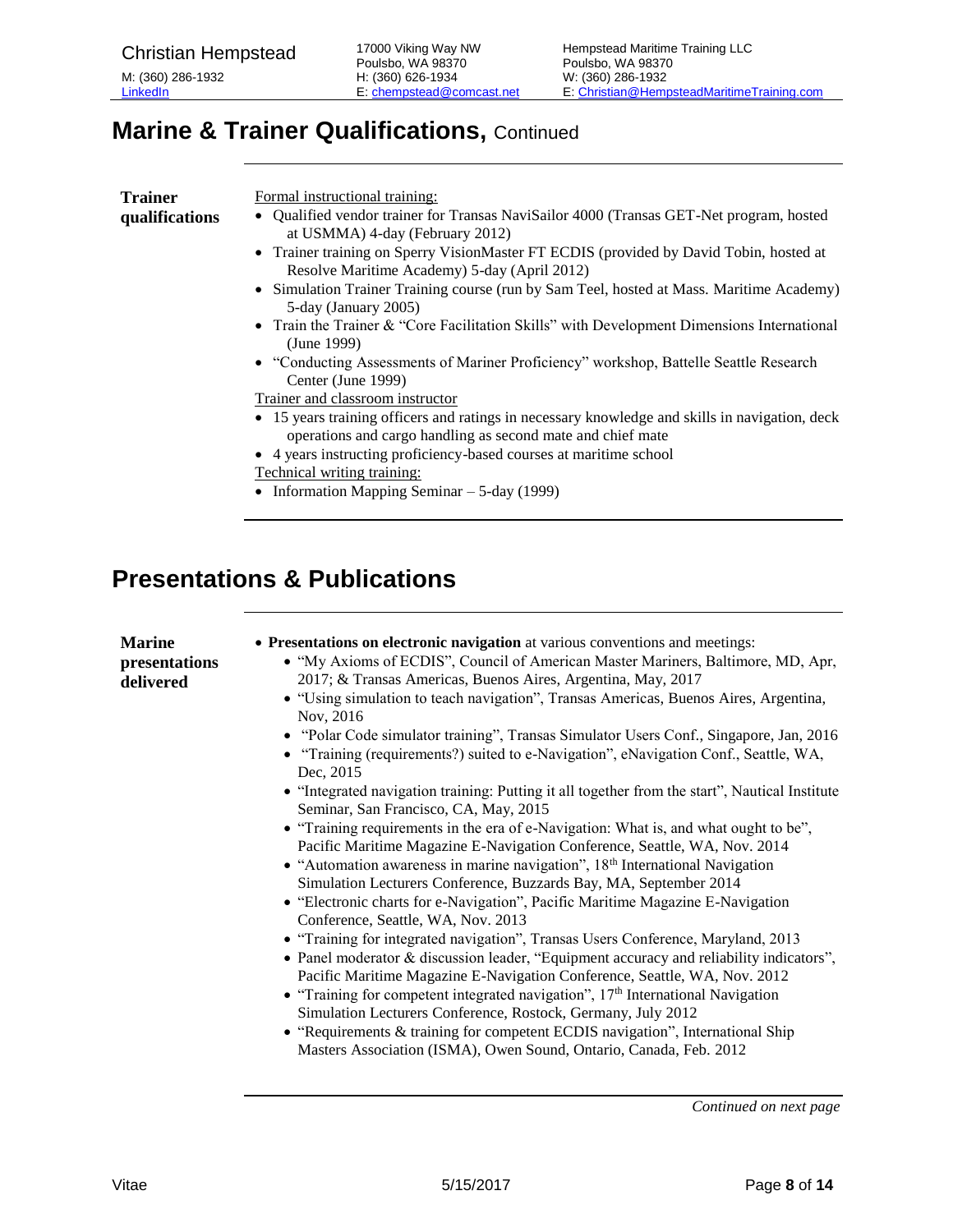## Marine & Trainer Qualifications, Continued

**Trainer qualifications**

Formal instructional training:

- Qualified vendor trainer for Transas NaviSailor 4000 (Transas GET-Net program, hosted at USMMA) 4-day (February 2012)
- Trainer training on Sperry VisionMaster FT ECDIS (provided by David Tobin, hosted at Resolve Maritime Academy) 5-day (April 2012)
- Simulation Trainer Training course (run by Sam Teel, hosted at Mass. Maritime Academy) 5-day (January 2005)
- Train the Trainer & "Core Facilitation Skills" with Development Dimensions International (June 1999)
- "Conducting Assessments of Mariner Proficiency" workshop, Battelle Seattle Research Center (June 1999)

Trainer and classroom instructor

- 15 years training officers and ratings in necessary knowledge and skills in navigation, deck operations and cargo handling as second mate and chief mate
- 4 years instructing proficiency-based courses at maritime school

Technical writing training:

- Information Mapping Seminar – 5-day (1999)

## Presentations & Publications

**Marine presentations delivered**

- **Presentations on electronic navigation** at various conventions and meetings:
  - "My Axioms of ECDIS", Council of American Master Mariners, Baltimore, MD, Apr, 2017; & Transas Americas, Buenos Aires, Argentina, May, 2017
  - "Using simulation to teach navigation", Transas Americas, Buenos Aires, Argentina, Nov, 2016
  - "Polar Code simulator training", Transas Simulator Users Conf., Singapore, Jan, 2016
  - "Training (requirements?) suited to e-Navigation", eNavigation Conf., Seattle, WA, Dec, 2015
  - "Integrated navigation training: Putting it all together from the start", Nautical Institute Seminar, San Francisco, CA, May, 2015
  - "Training requirements in the era of e-Navigation: What is, and what ought to be", Pacific Maritime Magazine E-Navigation Conference, Seattle, WA, Nov. 2014
  - "Automation awareness in marine navigation", 18th International Navigation Simulation Lecturers Conference, Buzzards Bay, MA, September 2014
  - "Electronic charts for e-Navigation", Pacific Maritime Magazine E-Navigation Conference, Seattle, WA, Nov. 2013
  - "Training for integrated navigation", Transas Users Conference, Maryland, 2013
  - Panel moderator & discussion leader, "Equipment accuracy and reliability indicators", Pacific Maritime Magazine E-Navigation Conference, Seattle, WA, Nov. 2012
  - "Training for competent integrated navigation", 17th International Navigation Simulation Lecturers Conference, Rostock, Germany, July 2012
  - "Requirements & training for competent ECDIS navigation", International Ship Masters Association (ISMA), Owen Sound, Ontario, Canada, Feb. 2012

*Continued on next page*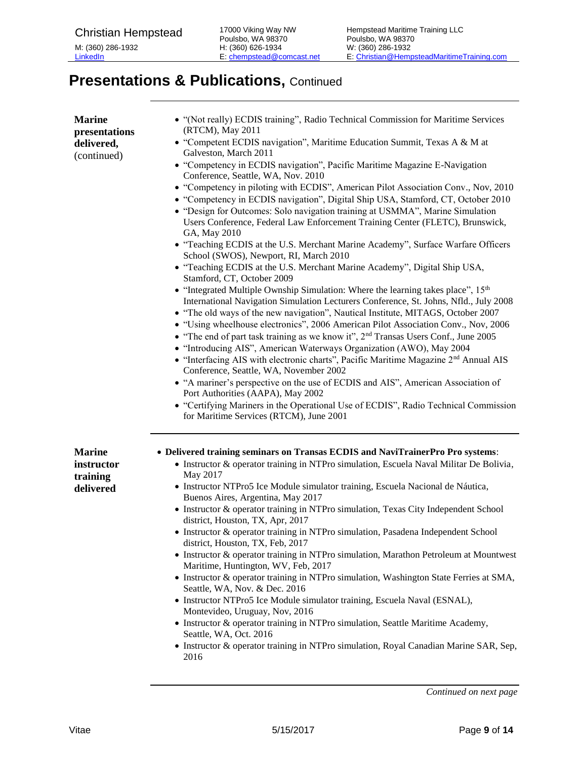# Presentations & Publications, Continued

**Marine presentations delivered,** (continued)

- "(Not really) ECDIS training", Radio Technical Commission for Maritime Services (RTCM), May 2011
- "Competent ECDIS navigation", Maritime Education Summit, Texas A & M at Galveston, March 2011
- "Competency in ECDIS navigation", Pacific Maritime Magazine E-Navigation Conference, Seattle, WA, Nov. 2010
- "Competency in piloting with ECDIS", American Pilot Association Conv., Nov, 2010
- "Competency in ECDIS navigation", Digital Ship USA, Stamford, CT, October 2010
- "Design for Outcomes: Solo navigation training at USMMA", Marine Simulation Users Conference, Federal Law Enforcement Training Center (FLETC), Brunswick, GA, May 2010
- "Teaching ECDIS at the U.S. Merchant Marine Academy", Surface Warfare Officers School (SWOS), Newport, RI, March 2010
- "Teaching ECDIS at the U.S. Merchant Marine Academy", Digital Ship USA, Stamford, CT, October 2009
- "Integrated Multiple Ownship Simulation: Where the learning takes place", 15th International Navigation Simulation Lecturers Conference, St. Johns, Nfld., July 2008
- "The old ways of the new navigation", Nautical Institute, MITAGS, October 2007
- "Using wheelhouse electronics", 2006 American Pilot Association Conv., Nov, 2006
- "The end of part task training as we know it", 2nd Transas Users Conf., June 2005
- "Introducing AIS", American Waterways Organization (AWO), May 2004
- "Interfacing AIS with electronic charts", Pacific Maritime Magazine 2nd Annual AIS Conference, Seattle, WA, November 2002
- "A mariner's perspective on the use of ECDIS and AIS", American Association of Port Authorities (AAPA), May 2002
- "Certifying Mariners in the Operational Use of ECDIS", Radio Technical Commission for Maritime Services (RTCM), June 2001

---

**Marine instructor training delivered**

- **Delivered training seminars on Transas ECDIS and NaviTrainerPro Pro systems**:
  - Instructor & operator training in NTPro simulation, Escuela Naval Militar De Bolivia, May 2017
  - Instructor NTPro5 Ice Module simulator training, Escuela Nacional de Náutica, Buenos Aires, Argentina, May 2017
  - Instructor & operator training in NTPro simulation, Texas City Independent School district, Houston, TX, Apr, 2017
  - Instructor & operator training in NTPro simulation, Pasadena Independent School district, Houston, TX, Feb, 2017
  - Instructor & operator training in NTPro simulation, Marathon Petroleum at Mountwest Maritime, Huntington, WV, Feb, 2017
  - Instructor & operator training in NTPro simulation, Washington State Ferries at SMA, Seattle, WA, Nov. & Dec. 2016
  - Instructor NTPro5 Ice Module simulator training, Escuela Naval (ESNAL), Montevideo, Uruguay, Nov, 2016
  - Instructor & operator training in NTPro simulation, Seattle Maritime Academy, Seattle, WA, Oct. 2016
  - Instructor & operator training in NTPro simulation, Royal Canadian Marine SAR, Sep, 2016

*Continued on next page*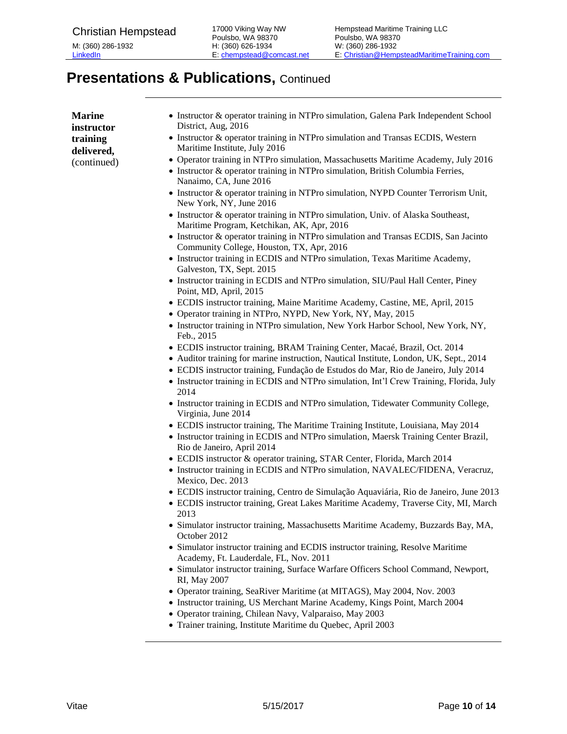# Presentations & Publications, Continued

**Marine instructor training delivered,** (continued)

- Instructor & operator training in NTPro simulation, Galena Park Independent School District, Aug, 2016
- Instructor & operator training in NTPro simulation and Transas ECDIS, Western Maritime Institute, July 2016
- Operator training in NTPro simulation, Massachusetts Maritime Academy, July 2016
- Instructor & operator training in NTPro simulation, British Columbia Ferries, Nanaimo, CA, June 2016
- Instructor & operator training in NTPro simulation, NYPD Counter Terrorism Unit, New York, NY, June 2016
- Instructor & operator training in NTPro simulation, Univ. of Alaska Southeast, Maritime Program, Ketchikan, AK, Apr, 2016
- Instructor & operator training in NTPro simulation and Transas ECDIS, San Jacinto Community College, Houston, TX, Apr, 2016
- Instructor training in ECDIS and NTPro simulation, Texas Maritime Academy, Galveston, TX, Sept. 2015
- Instructor training in ECDIS and NTPro simulation, SIU/Paul Hall Center, Piney Point, MD, April, 2015
- ECDIS instructor training, Maine Maritime Academy, Castine, ME, April, 2015
- Operator training in NTPro, NYPD, New York, NY, May, 2015
- Instructor training in NTPro simulation, New York Harbor School, New York, NY, Feb., 2015
- ECDIS instructor training, BRAM Training Center, Macaé, Brazil, Oct. 2014
- Auditor training for marine instruction, Nautical Institute, London, UK, Sept., 2014
- ECDIS instructor training, Fundação de Estudos do Mar, Rio de Janeiro, July 2014
- Instructor training in ECDIS and NTPro simulation, Int'l Crew Training, Florida, July 2014
- Instructor training in ECDIS and NTPro simulation, Tidewater Community College, Virginia, June 2014
- ECDIS instructor training, The Maritime Training Institute, Louisiana, May 2014
- Instructor training in ECDIS and NTPro simulation, Maersk Training Center Brazil, Rio de Janeiro, April 2014
- ECDIS instructor & operator training, STAR Center, Florida, March 2014
- Instructor training in ECDIS and NTPro simulation, NAVALEC/FIDENA, Veracruz, Mexico, Dec. 2013
- ECDIS instructor training, Centro de Simulação Aquaviária, Rio de Janeiro, June 2013
- ECDIS instructor training, Great Lakes Maritime Academy, Traverse City, MI, March 2013
- Simulator instructor training, Massachusetts Maritime Academy, Buzzards Bay, MA, October 2012
- Simulator instructor training and ECDIS instructor training, Resolve Maritime Academy, Ft. Lauderdale, FL, Nov. 2011
- Simulator instructor training, Surface Warfare Officers School Command, Newport, RI, May 2007
- Operator training, SeaRiver Maritime (at MITAGS), May 2004, Nov. 2003
- Instructor training, US Merchant Marine Academy, Kings Point, March 2004
- Operator training, Chilean Navy, Valparaiso, May 2003
- Trainer training, Institute Maritime du Quebec, April 2003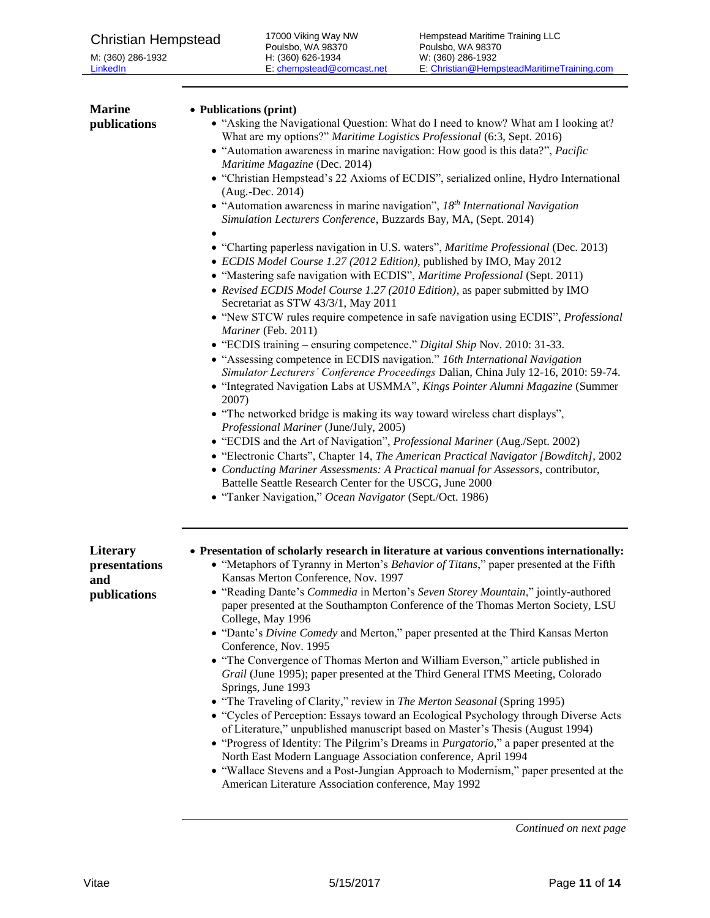## Marine publications

- **Publications (print)**
  - "Asking the Navigational Question: What do I need to know? What am I looking at? What are my options?" *Maritime Logistics Professional* (6:3, Sept. 2016)
  - "Automation awareness in marine navigation: How good is this data?", *Pacific Maritime Magazine* (Dec. 2014)
  - "Christian Hempstead's 22 Axioms of ECDIS", serialized online, Hydro International (Aug.-Dec. 2014)
  - "Automation awareness in marine navigation", *18th International Navigation Simulation Lecturers Conference*, Buzzards Bay, MA, (Sept. 2014)
  - 
  - "Charting paperless navigation in U.S. waters", *Maritime Professional* (Dec. 2013)
  - *ECDIS Model Course 1.27 (2012 Edition)*, published by IMO, May 2012
  - "Mastering safe navigation with ECDIS", *Maritime Professional* (Sept. 2011)
  - *Revised ECDIS Model Course 1.27 (2010 Edition)*, as paper submitted by IMO Secretariat as STW 43/3/1, May 2011
  - "New STCW rules require competence in safe navigation using ECDIS", *Professional Mariner* (Feb. 2011)
  - "ECDIS training – ensuring competence." *Digital Ship* Nov. 2010: 31-33.
  - "Assessing competence in ECDIS navigation." *16th International Navigation Simulator Lecturers' Conference Proceedings* Dalian, China July 12-16, 2010: 59-74.
  - "Integrated Navigation Labs at USMMA", *Kings Pointer Alumni Magazine* (Summer 2007)
  - "The networked bridge is making its way toward wireless chart displays", *Professional Mariner* (June/July, 2005)
  - "ECDIS and the Art of Navigation", *Professional Mariner* (Aug./Sept. 2002)
  - "Electronic Charts", Chapter 14, *The American Practical Navigator [Bowditch]*, 2002
  - *Conducting Mariner Assessments: A Practical manual for Assessors*, contributor, Battelle Seattle Research Center for the USCG, June 2000
  - "Tanker Navigation," *Ocean Navigator* (Sept./Oct. 1986)

## Literary presentations and publications

- **Presentation of scholarly research in literature at various conventions internationally:**
  - "Metaphors of Tyranny in Merton's *Behavior of Titans*," paper presented at the Fifth Kansas Merton Conference, Nov. 1997
  - "Reading Dante's *Commedia* in Merton's *Seven Storey Mountain*," jointly-authored paper presented at the Southampton Conference of the Thomas Merton Society, LSU College, May 1996
  - "Dante's *Divine Comedy* and Merton," paper presented at the Third Kansas Merton Conference, Nov. 1995
  - "The Convergence of Thomas Merton and William Everson," article published in *Grail* (June 1995); paper presented at the Third General ITMS Meeting, Colorado Springs, June 1993
  - "The Traveling of Clarity," review in *The Merton Seasonal* (Spring 1995)
  - "Cycles of Perception: Essays toward an Ecological Psychology through Diverse Acts of Literature," unpublished manuscript based on Master's Thesis (August 1994)
  - "Progress of Identity: The Pilgrim's Dreams in *Purgatorio*," a paper presented at the North East Modern Language Association conference, April 1994
  - "Wallace Stevens and a Post-Jungian Approach to Modernism," paper presented at the American Literature Association conference, May 1992

*Continued on next page*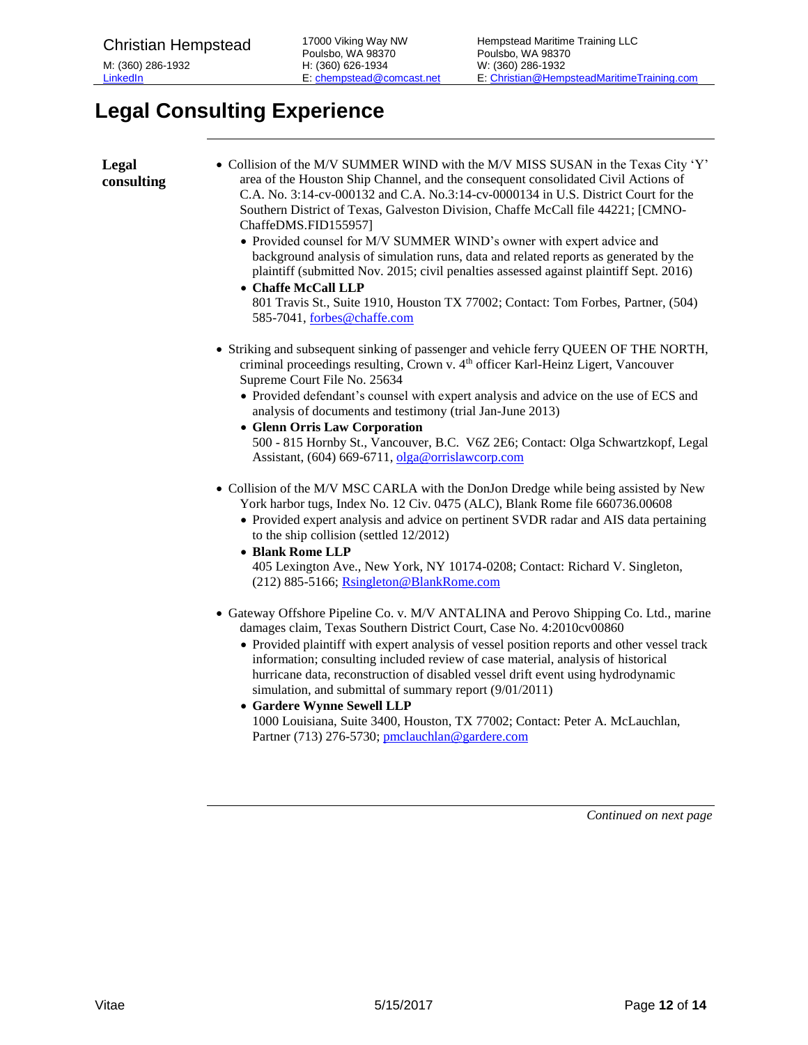# Legal Consulting Experience

**Legal consulting**

- Collision of the M/V SUMMER WIND with the M/V MISS SUSAN in the Texas City 'Y' area of the Houston Ship Channel, and the consequent consolidated Civil Actions of C.A. No. 3:14-cv-000132 and C.A. No.3:14-cv-0000134 in U.S. District Court for the Southern District of Texas, Galveston Division, Chaffe McCall file 44221; [CMNO-ChaffeDMS.FID155957]
  - Provided counsel for M/V SUMMER WIND's owner with expert advice and background analysis of simulation runs, data and related reports as generated by the plaintiff (submitted Nov. 2015; civil penalties assessed against plaintiff Sept. 2016)
  - **Chaffe McCall LLP**
    801 Travis St., Suite 1910, Houston TX 77002; Contact: Tom Forbes, Partner, (504) 585-7041, forbes@chaffe.com

- Striking and subsequent sinking of passenger and vehicle ferry QUEEN OF THE NORTH, criminal proceedings resulting, Crown v. 4th officer Karl-Heinz Ligert, Vancouver Supreme Court File No. 25634
  - Provided defendant's counsel with expert analysis and advice on the use of ECS and analysis of documents and testimony (trial Jan-June 2013)
  - **Glenn Orris Law Corporation**
    500 - 815 Hornby St., Vancouver, B.C. V6Z 2E6; Contact: Olga Schwartzkopf, Legal Assistant, (604) 669-6711, olga@orrislawcorp.com

- Collision of the M/V MSC CARLA with the DonJon Dredge while being assisted by New York harbor tugs, Index No. 12 Civ. 0475 (ALC), Blank Rome file 660736.00608
  - Provided expert analysis and advice on pertinent SVDR radar and AIS data pertaining to the ship collision (settled 12/2012)
  - **Blank Rome LLP**
    405 Lexington Ave., New York, NY 10174-0208; Contact: Richard V. Singleton, (212) 885-5166; Rsingleton@BlankRome.com

- Gateway Offshore Pipeline Co. v. M/V ANTALINA and Perovo Shipping Co. Ltd., marine damages claim, Texas Southern District Court, Case No. 4:2010cv00860
  - Provided plaintiff with expert analysis of vessel position reports and other vessel track information; consulting included review of case material, analysis of historical hurricane data, reconstruction of disabled vessel drift event using hydrodynamic simulation, and submittal of summary report (9/01/2011)
  - **Gardere Wynne Sewell LLP**
    1000 Louisiana, Suite 3400, Houston, TX 77002; Contact: Peter A. McLauchlan, Partner (713) 276-5730; pmclauchlan@gardere.com

*Continued on next page*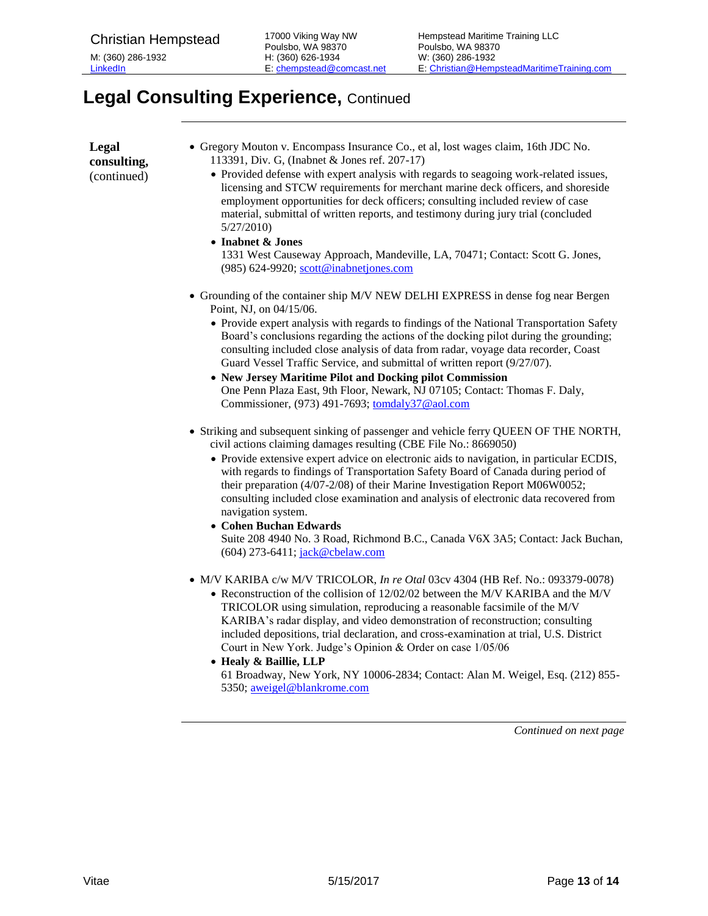## Legal Consulting Experience, Continued

**Legal consulting,** (continued)

- Gregory Mouton v. Encompass Insurance Co., et al, lost wages claim, 16th JDC No. 113391, Div. G, (Inabnet & Jones ref. 207-17)
  - Provided defense with expert analysis with regards to seagoing work-related issues, licensing and STCW requirements for merchant marine deck officers, and shoreside employment opportunities for deck officers; consulting included review of case material, submittal of written reports, and testimony during jury trial (concluded 5/27/2010)
  - **Inabnet & Jones**
    1331 West Causeway Approach, Mandeville, LA, 70471; Contact: Scott G. Jones, (985) 624-9920; scott@inabnetjones.com

- Grounding of the container ship M/V NEW DELHI EXPRESS in dense fog near Bergen Point, NJ, on 04/15/06.
  - Provide expert analysis with regards to findings of the National Transportation Safety Board's conclusions regarding the actions of the docking pilot during the grounding; consulting included close analysis of data from radar, voyage data recorder, Coast Guard Vessel Traffic Service, and submittal of written report (9/27/07).
  - **New Jersey Maritime Pilot and Docking pilot Commission**
    One Penn Plaza East, 9th Floor, Newark, NJ 07105; Contact: Thomas F. Daly, Commissioner, (973) 491-7693; tomdaly37@aol.com

- Striking and subsequent sinking of passenger and vehicle ferry QUEEN OF THE NORTH, civil actions claiming damages resulting (CBE File No.: 8669050)
  - Provide extensive expert advice on electronic aids to navigation, in particular ECDIS, with regards to findings of Transportation Safety Board of Canada during period of their preparation (4/07-2/08) of their Marine Investigation Report M06W0052; consulting included close examination and analysis of electronic data recovered from navigation system.
  - **Cohen Buchan Edwards**
    Suite 208 4940 No. 3 Road, Richmond B.C., Canada V6X 3A5; Contact: Jack Buchan, (604) 273-6411; jack@cbelaw.com

- M/V KARIBA c/w M/V TRICOLOR, *In re Otal* 03cv 4304 (HB Ref. No.: 093379-0078)
  - Reconstruction of the collision of 12/02/02 between the M/V KARIBA and the M/V TRICOLOR using simulation, reproducing a reasonable facsimile of the M/V KARIBA's radar display, and video demonstration of reconstruction; consulting included depositions, trial declaration, and cross-examination at trial, U.S. District Court in New York. Judge's Opinion & Order on case 1/05/06
  - **Healy & Baillie, LLP**
    61 Broadway, New York, NY 10006-2834; Contact: Alan M. Weigel, Esq. (212) 855-5350; aweigel@blankrome.com

*Continued on next page*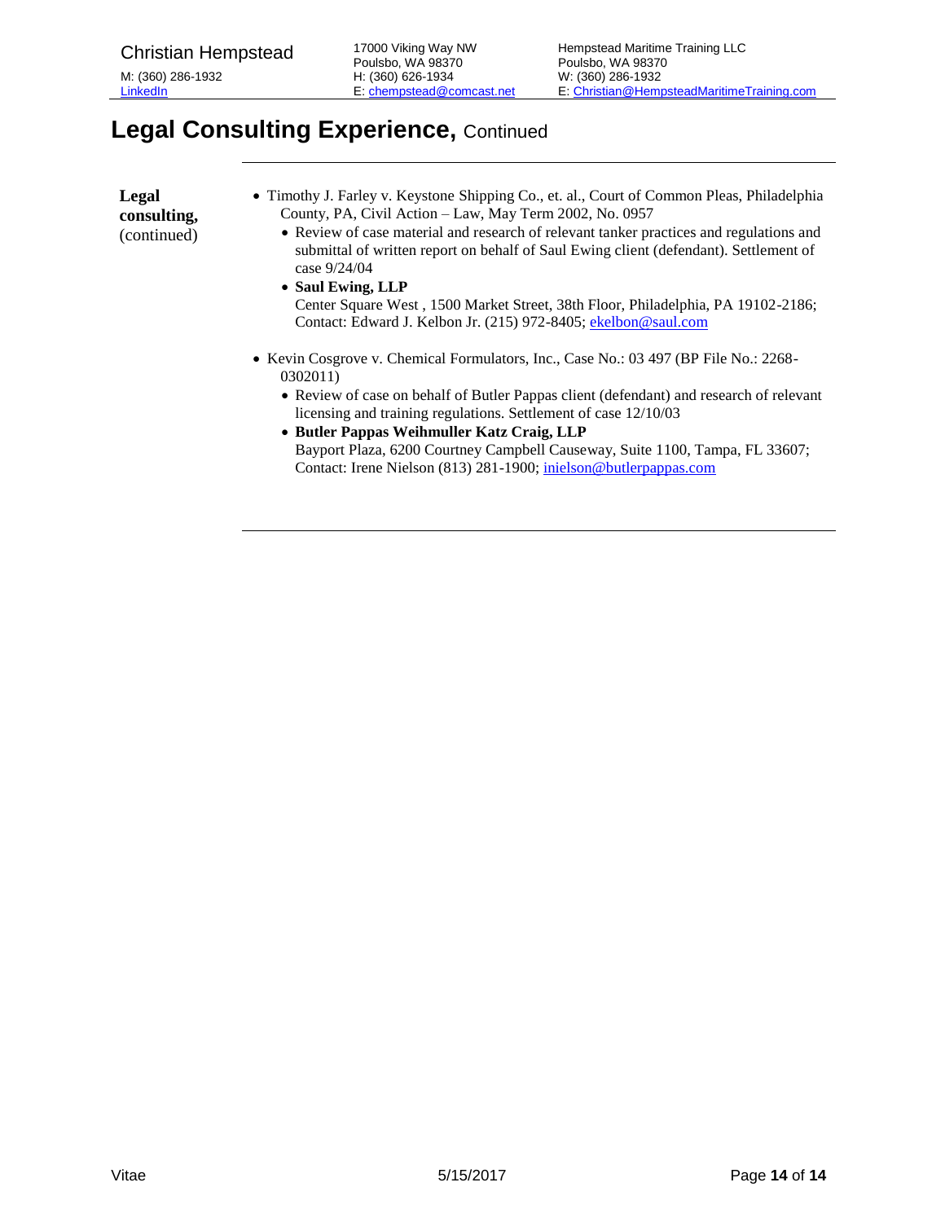## Legal Consulting Experience, Continued

**Legal consulting,** (continued)

- Timothy J. Farley v. Keystone Shipping Co., et. al., Court of Common Pleas, Philadelphia County, PA, Civil Action – Law, May Term 2002, No. 0957
  - Review of case material and research of relevant tanker practices and regulations and submittal of written report on behalf of Saul Ewing client (defendant). Settlement of case 9/24/04
  - **Saul Ewing, LLP**
    Center Square West , 1500 Market Street, 38th Floor, Philadelphia, PA 19102-2186; Contact: Edward J. Kelbon Jr. (215) 972-8405; ekelbon@saul.com
- Kevin Cosgrove v. Chemical Formulators, Inc., Case No.: 03 497 (BP File No.: 2268-0302011)
  - Review of case on behalf of Butler Pappas client (defendant) and research of relevant licensing and training regulations. Settlement of case 12/10/03
  - **Butler Pappas Weihmuller Katz Craig, LLP**
    Bayport Plaza, 6200 Courtney Campbell Causeway, Suite 1100, Tampa, FL 33607; Contact: Irene Nielson (813) 281-1900; inielson@butlerpappas.com